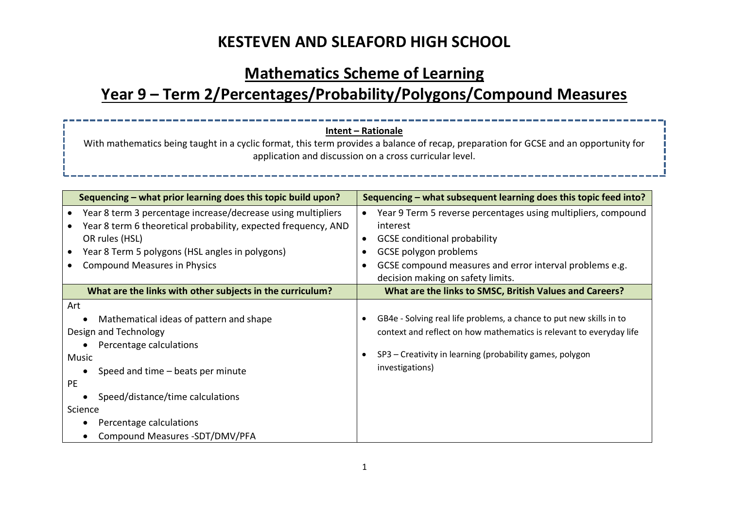# KESTEVEN AND SLEAFORD HIGH SCHOOL

## Mathematics Scheme of Learning

## Year 9 – Term 2/Percentages/Probability/Polygons/Compound Measures

**Intent – Rationale**

With mathematics being taught in a cyclic format, this term provides a balance of recap, preparation for GCSE and an opportunity for application and discussion on a cross curricular level.

| Sequencing – what prior learning does this topic build upon? | Sequencing – what subsequent learning does this topic feed into? |
|---|---|
| • Year 8 term 3 percentage increase/decrease using multipliers<br>• Year 8 term 6 theoretical probability, expected frequency, AND OR rules (HSL)<br>• Year 8 Term 5 polygons (HSL angles in polygons)<br>• Compound Measures in Physics | • Year 9 Term 5 reverse percentages using multipliers, compound interest<br>• GCSE conditional probability<br>• GCSE polygon problems<br>• GCSE compound measures and error interval problems e.g. decision making on safety limits. |
| **What are the links with other subjects in the curriculum?** | **What are the links to SMSC, British Values and Careers?** |
| Art<br>• Mathematical ideas of pattern and shape<br>Design and Technology<br>• Percentage calculations<br>Music<br>• Speed and time – beats per minute<br>PE<br>• Speed/distance/time calculations<br>Science<br>• Percentage calculations<br>• Compound Measures -SDT/DMV/PFA | • GB4e - Solving real life problems, a chance to put new skills in to context and reflect on how mathematics is relevant to everyday life<br>• SP3 – Creativity in learning (probability games, polygon investigations) |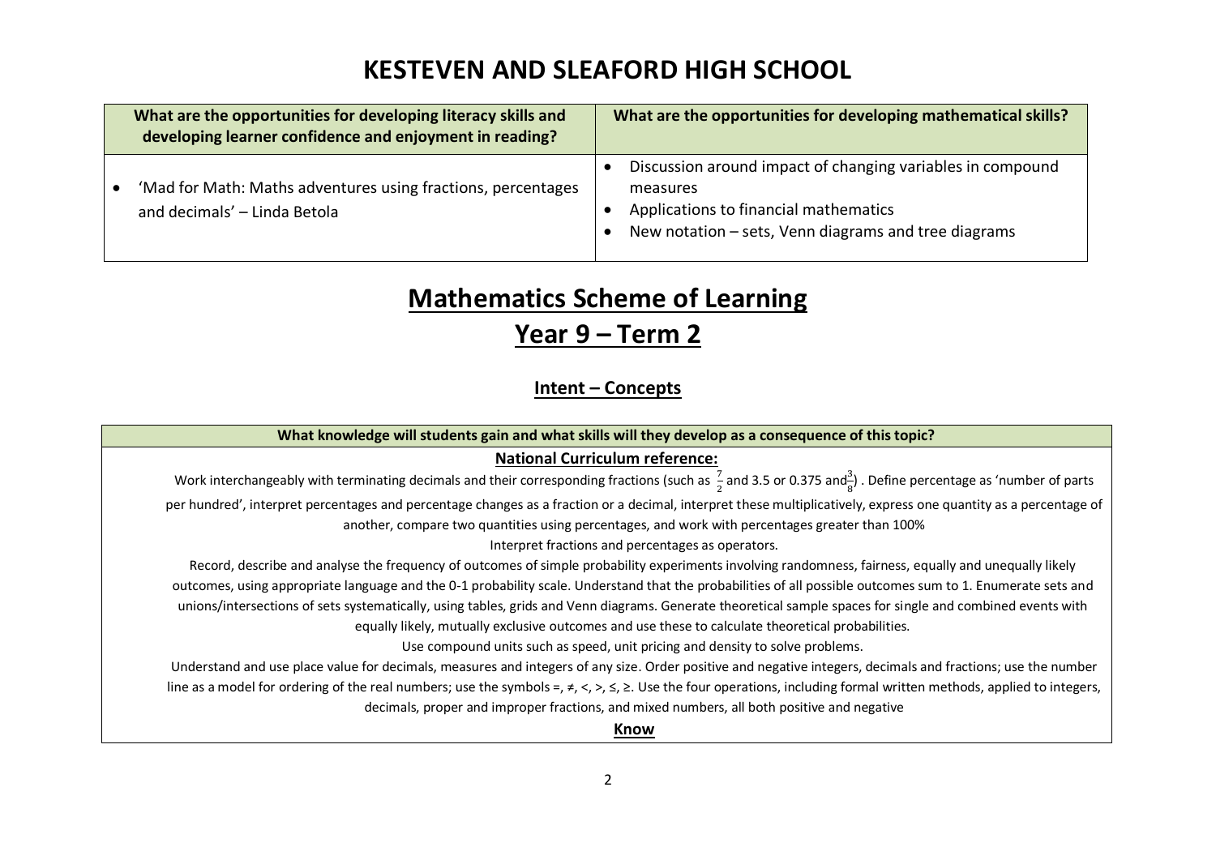# KESTEVEN AND SLEAFORD HIGH SCHOOL

| What are the opportunities for developing literacy skills and developing learner confidence and enjoyment in reading? | What are the opportunities for developing mathematical skills? |
| --- | --- |
| • 'Mad for Math: Maths adventures using fractions, percentages and decimals' – Linda Betola | • Discussion around impact of changing variables in compound measures<br>• Applications to financial mathematics<br>• New notation – sets, Venn diagrams and tree diagrams |

# Mathematics Scheme of Learning

## Year 9 – Term 2

### Intent – Concepts

| What knowledge will students gain and what skills will they develop as a consequence of this topic? |
| --- |
| **National Curriculum reference:**<br>Work interchangeably with terminating decimals and their corresponding fractions (such as $\frac{7}{2}$ and 3.5 or 0.375 and $\frac{3}{8}$) . Define percentage as 'number of parts per hundred', interpret percentages and percentage changes as a fraction or a decimal, interpret these multiplicatively, express one quantity as a percentage of another, compare two quantities using percentages, and work with percentages greater than 100%<br>Interpret fractions and percentages as operators.<br>Record, describe and analyse the frequency of outcomes of simple probability experiments involving randomness, fairness, equally and unequally likely outcomes, using appropriate language and the 0-1 probability scale. Understand that the probabilities of all possible outcomes sum to 1. Enumerate sets and unions/intersections of sets systematically, using tables, grids and Venn diagrams. Generate theoretical sample spaces for single and combined events with equally likely, mutually exclusive outcomes and use these to calculate theoretical probabilities.<br>Use compound units such as speed, unit pricing and density to solve problems.<br>Understand and use place value for decimals, measures and integers of any size. Order positive and negative integers, decimals and fractions; use the number line as a model for ordering of the real numbers; use the symbols =, ≠, <, >, ≤, ≥. Use the four operations, including formal written methods, applied to integers, decimals, proper and improper fractions, and mixed numbers, all both positive and negative<br>**Know** |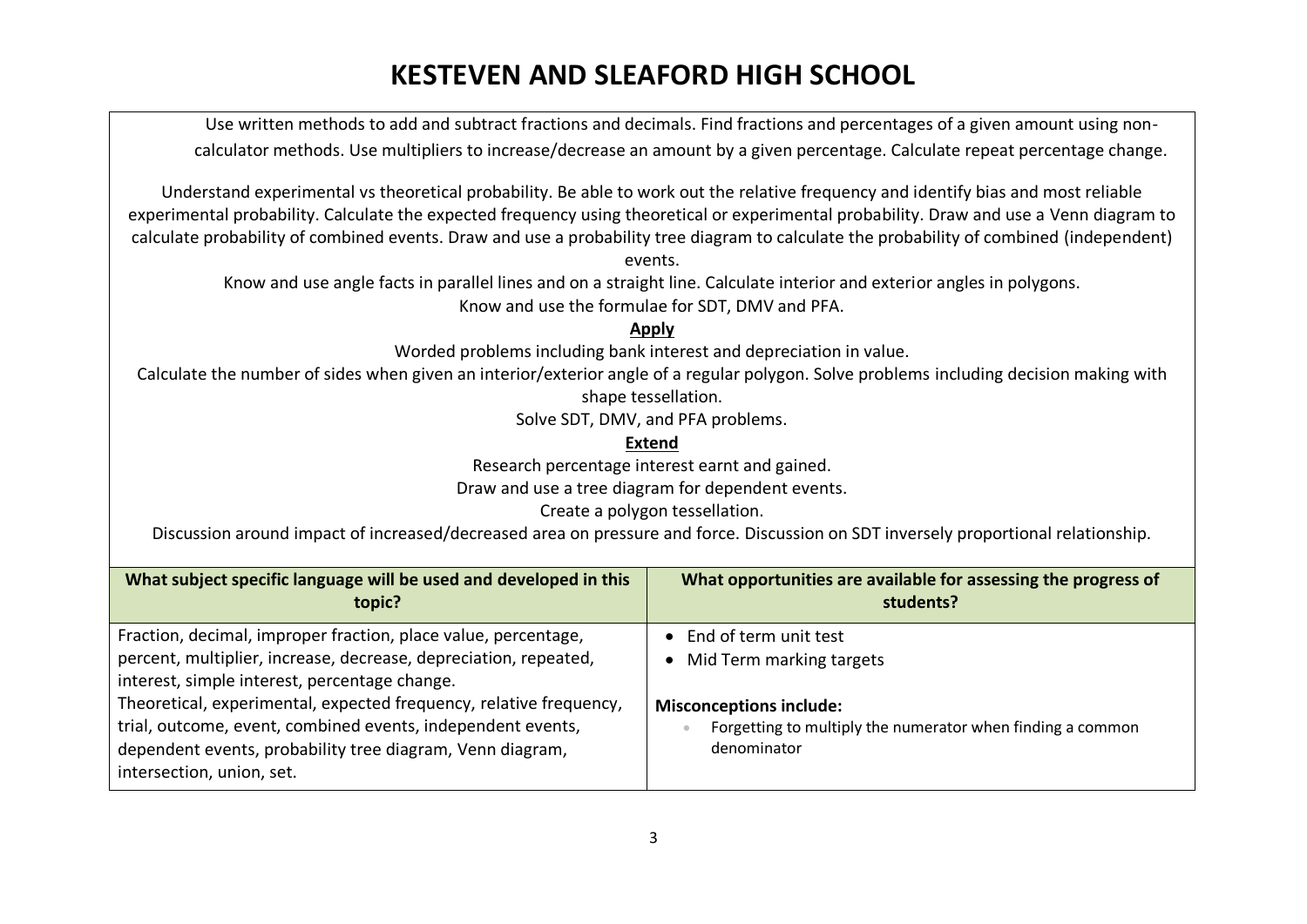# KESTEVEN AND SLEAFORD HIGH SCHOOL

Use written methods to add and subtract fractions and decimals. Find fractions and percentages of a given amount using non-calculator methods. Use multipliers to increase/decrease an amount by a given percentage. Calculate repeat percentage change.

Understand experimental vs theoretical probability. Be able to work out the relative frequency and identify bias and most reliable experimental probability. Calculate the expected frequency using theoretical or experimental probability. Draw and use a Venn diagram to calculate probability of combined events. Draw and use a probability tree diagram to calculate the probability of combined (independent) events.

Know and use angle facts in parallel lines and on a straight line. Calculate interior and exterior angles in polygons.

Know and use the formulae for SDT, DMV and PFA.

**Apply**

Worded problems including bank interest and depreciation in value.

Calculate the number of sides when given an interior/exterior angle of a regular polygon. Solve problems including decision making with shape tessellation.

Solve SDT, DMV, and PFA problems.

**Extend**

Research percentage interest earnt and gained.

Draw and use a tree diagram for dependent events.

Create a polygon tessellation.

Discussion around impact of increased/decreased area on pressure and force. Discussion on SDT inversely proportional relationship.

| What subject specific language will be used and developed in this topic? | What opportunities are available for assessing the progress of students? |
|---|---|
| Fraction, decimal, improper fraction, place value, percentage, percent, multiplier, increase, decrease, depreciation, repeated, interest, simple interest, percentage change.<br>Theoretical, experimental, expected frequency, relative frequency, trial, outcome, event, combined events, independent events, dependent events, probability tree diagram, Venn diagram, intersection, union, set. | • End of term unit test<br>• Mid Term marking targets<br><br>**Misconceptions include:**<br>• Forgetting to multiply the numerator when finding a common denominator |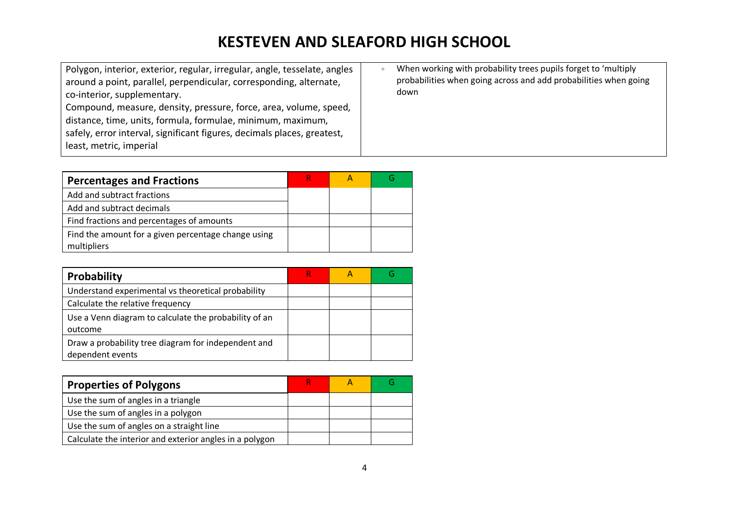# KESTEVEN AND SLEAFORD HIGH SCHOOL

Polygon, interior, exterior, regular, irregular, angle, tesselate, angles around a point, parallel, perpendicular, corresponding, alternate, co-interior, supplementary.
Compound, measure, density, pressure, force, area, volume, speed, distance, time, units, formula, formulae, minimum, maximum, safely, error interval, significant figures, decimals places, greatest, least, metric, imperial

- When working with probability trees pupils forget to 'multiply probabilities when going across and add probabilities when going down

| Percentages and Fractions | R | A | G |
|---|---|---|---|
| Add and subtract fractions | | | |
| Add and subtract decimals | | | |
| Find fractions and percentages of amounts | | | |
| Find the amount for a given percentage change using multipliers | | | |

| Probability | R | A | G |
|---|---|---|---|
| Understand experimental vs theoretical probability | | | |
| Calculate the relative frequency | | | |
| Use a Venn diagram to calculate the probability of an outcome | | | |
| Draw a probability tree diagram for independent and dependent events | | | |

| Properties of Polygons | R | A | G |
|---|---|---|---|
| Use the sum of angles in a triangle | | | |
| Use the sum of angles in a polygon | | | |
| Use the sum of angles on a straight line | | | |
| Calculate the interior and exterior angles in a polygon | | | |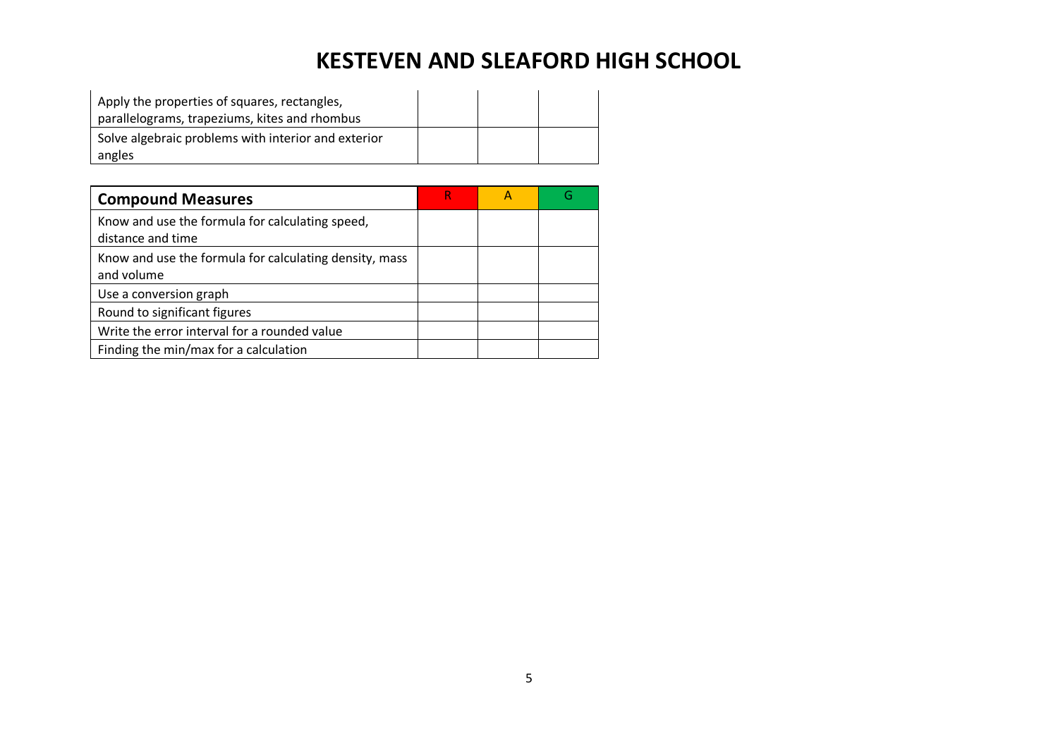# KESTEVEN AND SLEAFORD HIGH SCHOOL

| | | | |
|---|---|---|---|
| Apply the properties of squares, rectangles, parallelograms, trapeziums, kites and rhombus | | | |
| Solve algebraic problems with interior and exterior angles | | | |

| **Compound Measures** | R | A | G |
|---|---|---|---|
| Know and use the formula for calculating speed, distance and time | | | |
| Know and use the formula for calculating density, mass and volume | | | |
| Use a conversion graph | | | |
| Round to significant figures | | | |
| Write the error interval for a rounded value | | | |
| Finding the min/max for a calculation | | | |